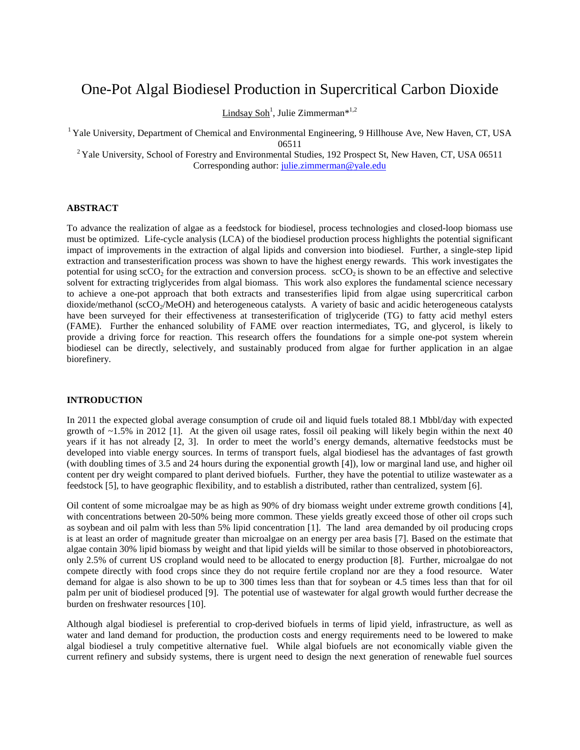# One-Pot Algal Biodiesel Production in Supercritical Carbon Dioxide

Lindsay Soh[1], Julie Zimmerman*[1,2]

[1] Yale University, Department of Chemical and Environmental Engineering, 9 Hillhouse Ave, New Haven, CT, USA 06511

[2] Yale University, School of Forestry and Environmental Studies, 192 Prospect St, New Haven, CT, USA 06511

Corresponding author: julie.zimmerman@yale.edu

## ABSTRACT

To advance the realization of algae as a feedstock for biodiesel, process technologies and closed-loop biomass use must be optimized. Life-cycle analysis (LCA) of the biodiesel production process highlights the potential significant impact of improvements in the extraction of algal lipids and conversion into biodiesel. Further, a single-step lipid extraction and transesterification process was shown to have the highest energy rewards. This work investigates the potential for using $scCO_2$ for the extraction and conversion process. $scCO_2$ is shown to be an effective and selective solvent for extracting triglycerides from algal biomass. This work also explores the fundamental science necessary to achieve a one-pot approach that both extracts and transesterifies lipid from algae using supercritical carbon dioxide/methanol ($scCO_2$/MeOH) and heterogeneous catalysts. A variety of basic and acidic heterogeneous catalysts have been surveyed for their effectiveness at transesterification of triglyceride (TG) to fatty acid methyl esters (FAME). Further the enhanced solubility of FAME over reaction intermediates, TG, and glycerol, is likely to provide a driving force for reaction. This research offers the foundations for a simple one-pot system wherein biodiesel can be directly, selectively, and sustainably produced from algae for further application in an algae biorefinery.

## INTRODUCTION

In 2011 the expected global average consumption of crude oil and liquid fuels totaled 88.1 Mbbl/day with expected growth of ~1.5% in 2012 [1]. At the given oil usage rates, fossil oil peaking will likely begin within the next 40 years if it has not already [2, 3]. In order to meet the world's energy demands, alternative feedstocks must be developed into viable energy sources. In terms of transport fuels, algal biodiesel has the advantages of fast growth (with doubling times of 3.5 and 24 hours during the exponential growth [4]), low or marginal land use, and higher oil content per dry weight compared to plant derived biofuels. Further, they have the potential to utilize wastewater as a feedstock [5], to have geographic flexibility, and to establish a distributed, rather than centralized, system [6].

Oil content of some microalgae may be as high as 90% of dry biomass weight under extreme growth conditions [4], with concentrations between 20-50% being more common. These yields greatly exceed those of other oil crops such as soybean and oil palm with less than 5% lipid concentration [1]. The land area demanded by oil producing crops is at least an order of magnitude greater than microalgae on an energy per area basis [7]. Based on the estimate that algae contain 30% lipid biomass by weight and that lipid yields will be similar to those observed in photobioreactors, only 2.5% of current US cropland would need to be allocated to energy production [8]. Further, microalgae do not compete directly with food crops since they do not require fertile cropland nor are they a food resource. Water demand for algae is also shown to be up to 300 times less than that for soybean or 4.5 times less than that for oil palm per unit of biodiesel produced [9]. The potential use of wastewater for algal growth would further decrease the burden on freshwater resources [10].

Although algal biodiesel is preferential to crop-derived biofuels in terms of lipid yield, infrastructure, as well as water and land demand for production, the production costs and energy requirements need to be lowered to make algal biodiesel a truly competitive alternative fuel. While algal biofuels are not economically viable given the current refinery and subsidy systems, there is urgent need to design the next generation of renewable fuel sources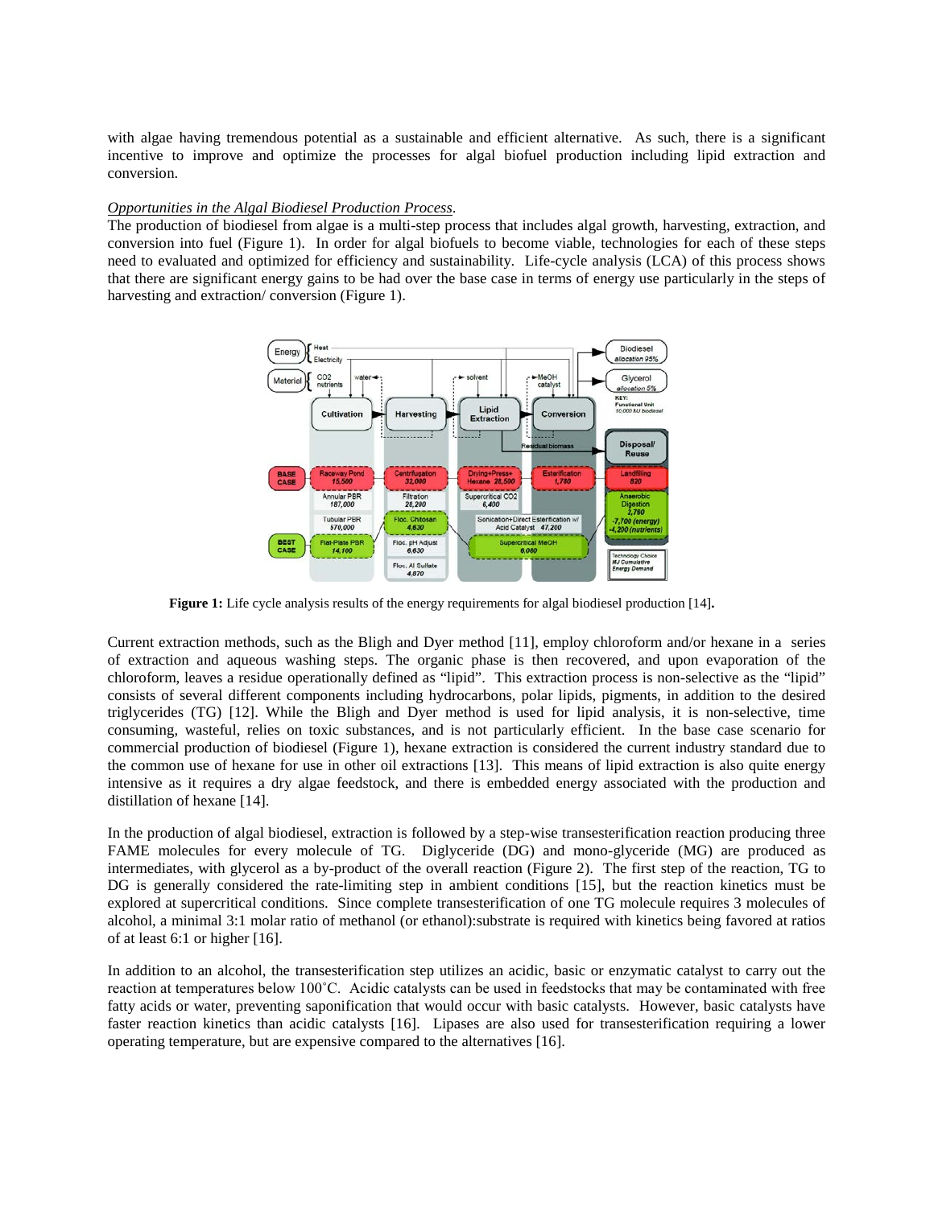with algae having tremendous potential as a sustainable and efficient alternative. As such, there is a significant incentive to improve and optimize the processes for algal biofuel production including lipid extraction and conversion.

*Opportunities in the Algal Biodiesel Production Process*.

The production of biodiesel from algae is a multi-step process that includes algal growth, harvesting, extraction, and conversion into fuel (Figure 1). In order for algal biofuels to become viable, technologies for each of these steps need to evaluated and optimized for efficiency and sustainability. Life-cycle analysis (LCA) of this process shows that there are significant energy gains to be had over the base case in terms of energy use particularly in the steps of harvesting and extraction/ conversion (Figure 1).

**Figure 1:** Life cycle analysis results of the energy requirements for algal biodiesel production [14]**.**

Current extraction methods, such as the Bligh and Dyer method [11], employ chloroform and/or hexane in a series of extraction and aqueous washing steps. The organic phase is then recovered, and upon evaporation of the chloroform, leaves a residue operationally defined as "lipid". This extraction process is non-selective as the "lipid" consists of several different components including hydrocarbons, polar lipids, pigments, in addition to the desired triglycerides (TG) [12]. While the Bligh and Dyer method is used for lipid analysis, it is non-selective, time consuming, wasteful, relies on toxic substances, and is not particularly efficient. In the base case scenario for commercial production of biodiesel (Figure 1), hexane extraction is considered the current industry standard due to the common use of hexane for use in other oil extractions [13]. This means of lipid extraction is also quite energy intensive as it requires a dry algae feedstock, and there is embedded energy associated with the production and distillation of hexane [14].

In the production of algal biodiesel, extraction is followed by a step-wise transesterification reaction producing three FAME molecules for every molecule of TG. Diglyceride (DG) and mono-glyceride (MG) are produced as intermediates, with glycerol as a by-product of the overall reaction (Figure 2). The first step of the reaction, TG to DG is generally considered the rate-limiting step in ambient conditions [15], but the reaction kinetics must be explored at supercritical conditions. Since complete transesterification of one TG molecule requires 3 molecules of alcohol, a minimal 3:1 molar ratio of methanol (or ethanol):substrate is required with kinetics being favored at ratios of at least 6:1 or higher [16].

In addition to an alcohol, the transesterification step utilizes an acidic, basic or enzymatic catalyst to carry out the reaction at temperatures below 100˚C. Acidic catalysts can be used in feedstocks that may be contaminated with free fatty acids or water, preventing saponification that would occur with basic catalysts. However, basic catalysts have faster reaction kinetics than acidic catalysts [16]. Lipases are also used for transesterification requiring a lower operating temperature, but are expensive compared to the alternatives [16].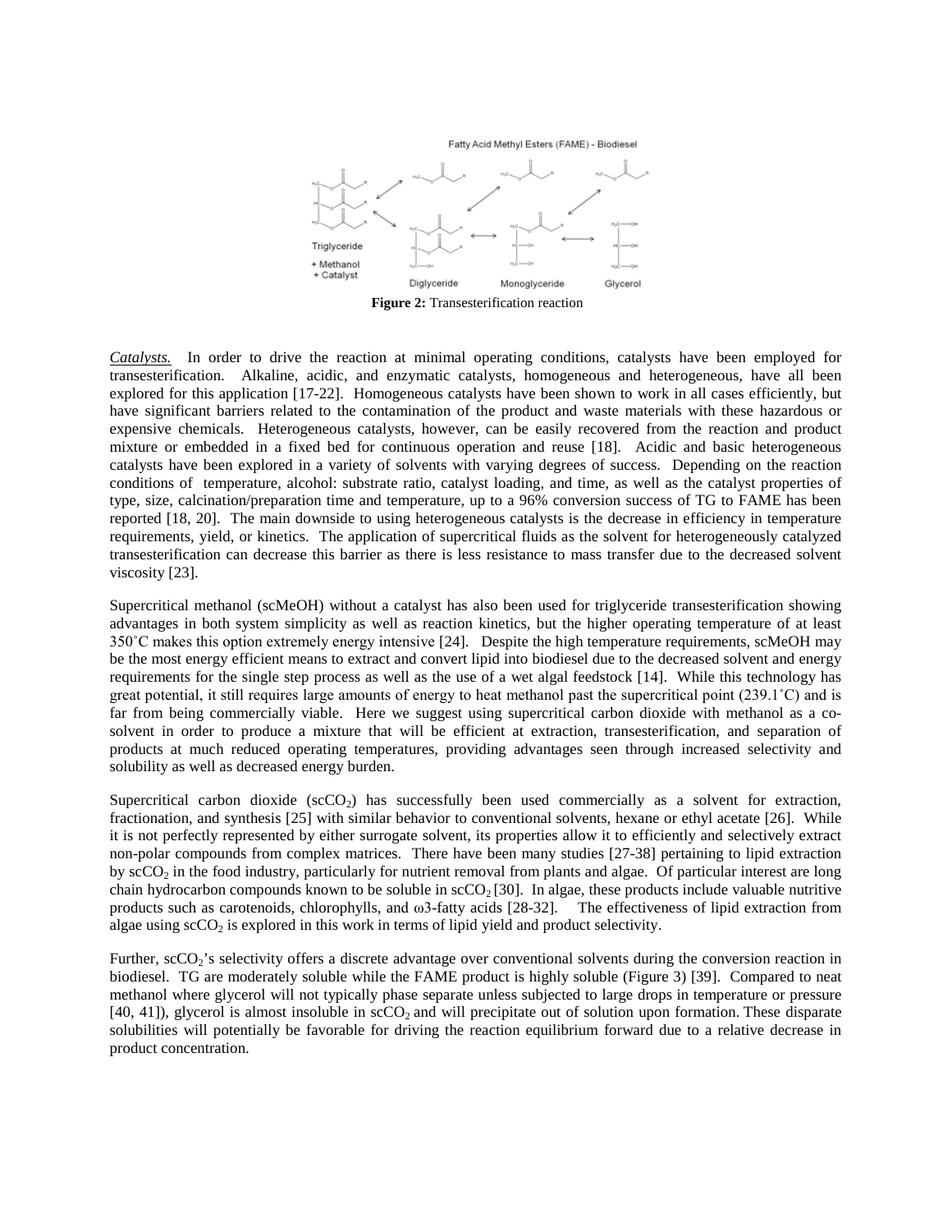Fatty Acid Methyl Esters (FAME) - Biodiesel

Triglyceride + Methanol + Catalyst

Diglyceride

Monoglyceride

Glycerol

**Figure 2:** Transesterification reaction

*Catalysts.* In order to drive the reaction at minimal operating conditions, catalysts have been employed for transesterification. Alkaline, acidic, and enzymatic catalysts, homogeneous and heterogeneous, have all been explored for this application [17-22]. Homogeneous catalysts have been shown to work in all cases efficiently, but have significant barriers related to the contamination of the product and waste materials with these hazardous or expensive chemicals. Heterogeneous catalysts, however, can be easily recovered from the reaction and product mixture or embedded in a fixed bed for continuous operation and reuse [18]. Acidic and basic heterogeneous catalysts have been explored in a variety of solvents with varying degrees of success. Depending on the reaction conditions of temperature, alcohol: substrate ratio, catalyst loading, and time, as well as the catalyst properties of type, size, calcination/preparation time and temperature, up to a 96% conversion success of TG to FAME has been reported [18, 20]. The main downside to using heterogeneous catalysts is the decrease in efficiency in temperature requirements, yield, or kinetics. The application of supercritical fluids as the solvent for heterogeneously catalyzed transesterification can decrease this barrier as there is less resistance to mass transfer due to the decreased solvent viscosity [23].

Supercritical methanol (scMeOH) without a catalyst has also been used for triglyceride transesterification showing advantages in both system simplicity as well as reaction kinetics, but the higher operating temperature of at least 350˚C makes this option extremely energy intensive [24]. Despite the high temperature requirements, scMeOH may be the most energy efficient means to extract and convert lipid into biodiesel due to the decreased solvent and energy requirements for the single step process as well as the use of a wet algal feedstock [14]. While this technology has great potential, it still requires large amounts of energy to heat methanol past the supercritical point (239.1˚C) and is far from being commercially viable. Here we suggest using supercritical carbon dioxide with methanol as a co-solvent in order to produce a mixture that will be efficient at extraction, transesterification, and separation of products at much reduced operating temperatures, providing advantages seen through increased selectivity and solubility as well as decreased energy burden.

Supercritical carbon dioxide ($scCO_2$) has successfully been used commercially as a solvent for extraction, fractionation, and synthesis [25] with similar behavior to conventional solvents, hexane or ethyl acetate [26]. While it is not perfectly represented by either surrogate solvent, its properties allow it to efficiently and selectively extract non-polar compounds from complex matrices. There have been many studies [27-38] pertaining to lipid extraction by $scCO_2$ in the food industry, particularly for nutrient removal from plants and algae. Of particular interest are long chain hydrocarbon compounds known to be soluble in $scCO_2$ [30]. In algae, these products include valuable nutritive products such as carotenoids, chlorophylls, and ω3-fatty acids [28-32]. The effectiveness of lipid extraction from algae using $scCO_2$ is explored in this work in terms of lipid yield and product selectivity.

Further, $scCO_2$'s selectivity offers a discrete advantage over conventional solvents during the conversion reaction in biodiesel. TG are moderately soluble while the FAME product is highly soluble (Figure 3) [39]. Compared to neat methanol where glycerol will not typically phase separate unless subjected to large drops in temperature or pressure [40, 41]), glycerol is almost insoluble in $scCO_2$ and will precipitate out of solution upon formation. These disparate solubilities will potentially be favorable for driving the reaction equilibrium forward due to a relative decrease in product concentration.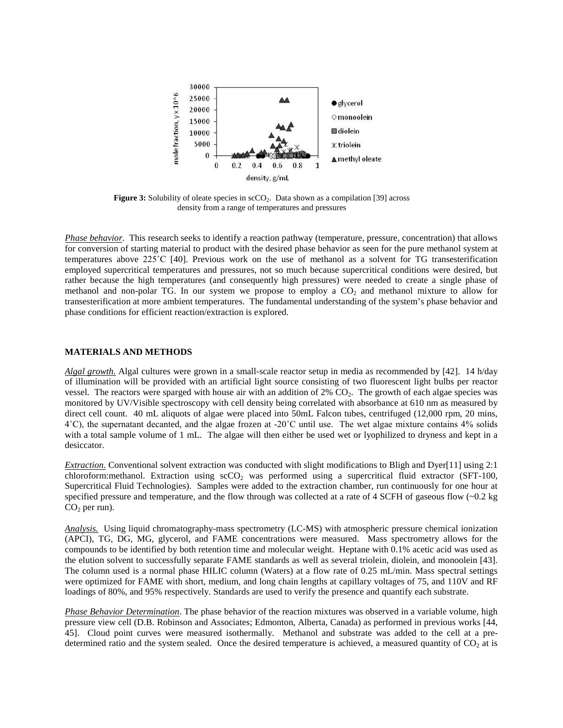**Figure 3:** Solubility of oleate species in $scCO_2$. Data shown as a compilation [39] across density from a range of temperatures and pressures

*Phase behavior.* This research seeks to identify a reaction pathway (temperature, pressure, concentration) that allows for conversion of starting material to product with the desired phase behavior as seen for the pure methanol system at temperatures above 225˚C [40]. Previous work on the use of methanol as a solvent for TG transesterification employed supercritical temperatures and pressures, not so much because supercritical conditions were desired, but rather because the high temperatures (and consequently high pressures) were needed to create a single phase of methanol and non-polar TG. In our system we propose to employ a $CO_2$ and methanol mixture to allow for transesterification at more ambient temperatures. The fundamental understanding of the system's phase behavior and phase conditions for efficient reaction/extraction is explored.

## MATERIALS AND METHODS

*Algal growth.* Algal cultures were grown in a small-scale reactor setup in media as recommended by [42]. 14 h/day of illumination will be provided with an artificial light source consisting of two fluorescent light bulbs per reactor vessel. The reactors were sparged with house air with an addition of 2% $CO_2$. The growth of each algae species was monitored by UV/Visible spectroscopy with cell density being correlated with absorbance at 610 nm as measured by direct cell count. 40 mL aliquots of algae were placed into 50mL Falcon tubes, centrifuged (12,000 rpm, 20 mins, 4˚C), the supernatant decanted, and the algae frozen at -20˚C until use. The wet algae mixture contains 4% solids with a total sample volume of 1 mL. The algae will then either be used wet or lyophilized to dryness and kept in a desiccator.

*Extraction.* Conventional solvent extraction was conducted with slight modifications to Bligh and Dyer[11] using 2:1 chloroform:methanol. Extraction using $scCO_2$ was performed using a supercritical fluid extractor (SFT-100, Supercritical Fluid Technologies). Samples were added to the extraction chamber, run continuously for one hour at specified pressure and temperature, and the flow through was collected at a rate of 4 SCFH of gaseous flow (~0.2 kg $CO_2$ per run).

*Analysis.* Using liquid chromatography-mass spectrometry (LC-MS) with atmospheric pressure chemical ionization (APCI), TG, DG, MG, glycerol, and FAME concentrations were measured. Mass spectrometry allows for the compounds to be identified by both retention time and molecular weight. Heptane with 0.1% acetic acid was used as the elution solvent to successfully separate FAME standards as well as several triolein, diolein, and monoolein [43]. The column used is a normal phase HILIC column (Waters) at a flow rate of 0.25 mL/min. Mass spectral settings were optimized for FAME with short, medium, and long chain lengths at capillary voltages of 75, and 110V and RF loadings of 80%, and 95% respectively. Standards are used to verify the presence and quantify each substrate.

*Phase Behavior Determination*. The phase behavior of the reaction mixtures was observed in a variable volume, high pressure view cell (D.B. Robinson and Associates; Edmonton, Alberta, Canada) as performed in previous works [44, 45]. Cloud point curves were measured isothermally. Methanol and substrate was added to the cell at a pre-determined ratio and the system sealed. Once the desired temperature is achieved, a measured quantity of $CO_2$ at is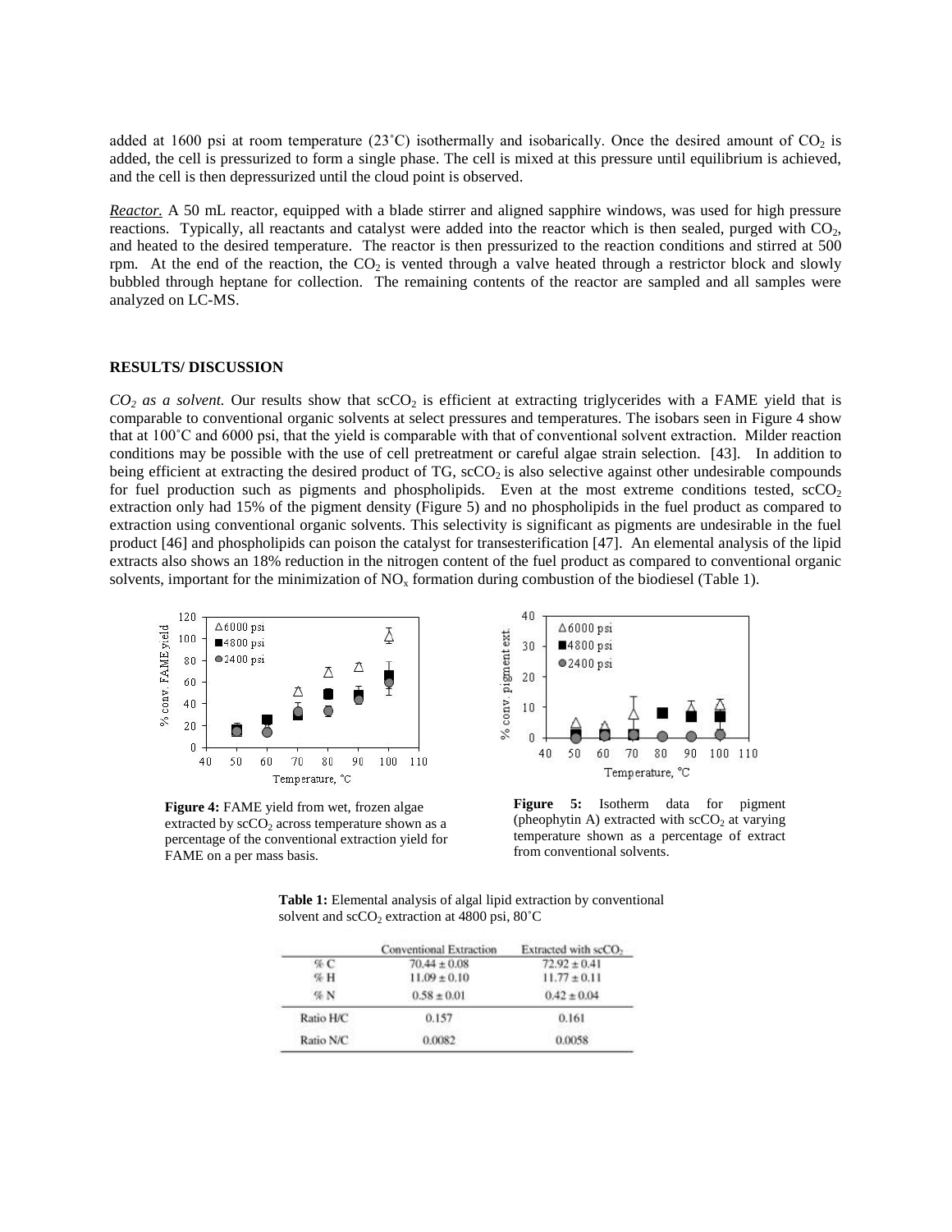added at 1600 psi at room temperature (23˚C) isothermally and isobarically. Once the desired amount of $CO_2$ is added, the cell is pressurized to form a single phase. The cell is mixed at this pressure until equilibrium is achieved, and the cell is then depressurized until the cloud point is observed.

*Reactor.* A 50 mL reactor, equipped with a blade stirrer and aligned sapphire windows, was used for high pressure reactions. Typically, all reactants and catalyst were added into the reactor which is then sealed, purged with $CO_2$, and heated to the desired temperature. The reactor is then pressurized to the reaction conditions and stirred at 500 rpm. At the end of the reaction, the $CO_2$ is vented through a valve heated through a restrictor block and slowly bubbled through heptane for collection. The remaining contents of the reactor are sampled and all samples were analyzed on LC-MS.

## RESULTS/ DISCUSSION

*$CO_2$ as a solvent.* Our results show that $scCO_2$ is efficient at extracting triglycerides with a FAME yield that is comparable to conventional organic solvents at select pressures and temperatures. The isobars seen in Figure 4 show that at 100˚C and 6000 psi, that the yield is comparable with that of conventional solvent extraction. Milder reaction conditions may be possible with the use of cell pretreatment or careful algae strain selection. [43]. In addition to being efficient at extracting the desired product of TG, $scCO_2$ is also selective against other undesirable compounds for fuel production such as pigments and phospholipids. Even at the most extreme conditions tested, $scCO_2$ extraction only had 15% of the pigment density (Figure 5) and no phospholipids in the fuel product as compared to extraction using conventional organic solvents. This selectivity is significant as pigments are undesirable in the fuel product [46] and phospholipids can poison the catalyst for transesterification [47]. An elemental analysis of the lipid extracts also shows an 18% reduction in the nitrogen content of the fuel product as compared to conventional organic solvents, important for the minimization of $NO_x$ formation during combustion of the biodiesel (Table 1).

**Figure 4:** FAME yield from wet, frozen algae extracted by $scCO_2$ across temperature shown as a percentage of the conventional extraction yield for FAME on a per mass basis.

**Figure 5:** Isotherm data for pigment (pheophytin A) extracted with $scCO_2$ at varying temperature shown as a percentage of extract from conventional solvents.

**Table 1:** Elemental analysis of algal lipid extraction by conventional solvent and $scCO_2$ extraction at 4800 psi, 80˚C

| | Conventional Extraction | Extracted with $scCO_2$ |
|---|---|---|
| % C | 70.44 ± 0.08 | 72.92 ± 0.41 |
| % H | 11.09 ± 0.10 | 11.77 ± 0.11 |
| % N | 0.58 ± 0.01 | 0.42 ± 0.04 |
| Ratio H/C | 0.157 | 0.161 |
| Ratio N/C | 0.0082 | 0.0058 |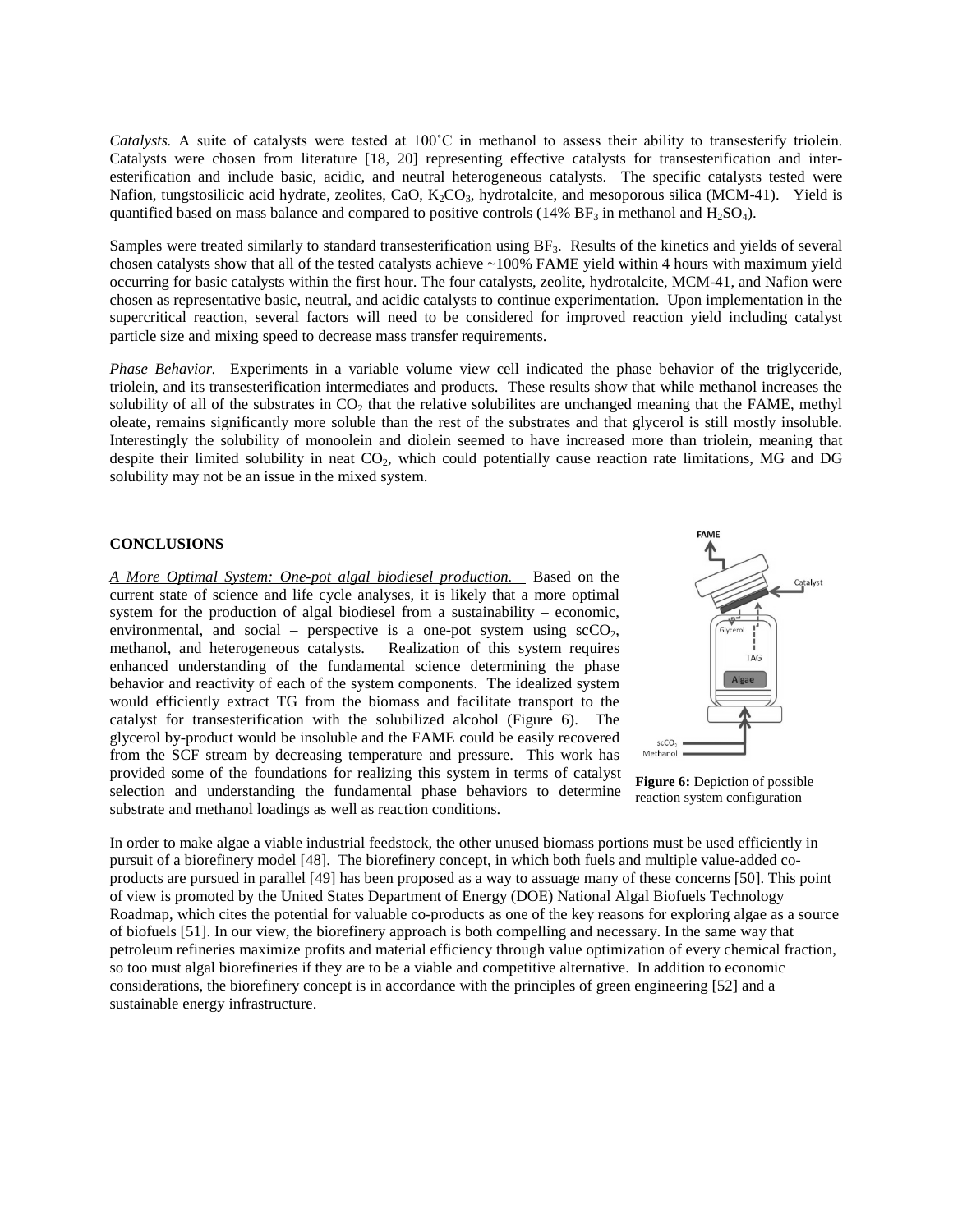*Catalysts.* A suite of catalysts were tested at 100˚C in methanol to assess their ability to transesterify triolein. Catalysts were chosen from literature [18, 20] representing effective catalysts for transesterification and inter-esterification and include basic, acidic, and neutral heterogeneous catalysts. The specific catalysts tested were Nafion, tungstosilicic acid hydrate, zeolites, CaO, $K_2CO_3$, hydrotalcite, and mesoporous silica (MCM-41). Yield is quantified based on mass balance and compared to positive controls (14% $BF_3$ in methanol and $H_2SO_4$).

Samples were treated similarly to standard transesterification using $BF_3$. Results of the kinetics and yields of several chosen catalysts show that all of the tested catalysts achieve ~100% FAME yield within 4 hours with maximum yield occurring for basic catalysts within the first hour. The four catalysts, zeolite, hydrotalcite, MCM-41, and Nafion were chosen as representative basic, neutral, and acidic catalysts to continue experimentation. Upon implementation in the supercritical reaction, several factors will need to be considered for improved reaction yield including catalyst particle size and mixing speed to decrease mass transfer requirements.

*Phase Behavior.* Experiments in a variable volume view cell indicated the phase behavior of the triglyceride, triolein, and its transesterification intermediates and products. These results show that while methanol increases the solubility of all of the substrates in $CO_2$ that the relative solubilites are unchanged meaning that the FAME, methyl oleate, remains significantly more soluble than the rest of the substrates and that glycerol is still mostly insoluble. Interestingly the solubility of monoolein and diolein seemed to have increased more than triolein, meaning that despite their limited solubility in neat $CO_2$, which could potentially cause reaction rate limitations, MG and DG solubility may not be an issue in the mixed system.

## CONCLUSIONS

*A More Optimal System: One-pot algal biodiesel production.* Based on the current state of science and life cycle analyses, it is likely that a more optimal system for the production of algal biodiesel from a sustainability – economic, environmental, and social – perspective is a one-pot system using $scCO_2$, methanol, and heterogeneous catalysts. Realization of this system requires enhanced understanding of the fundamental science determining the phase behavior and reactivity of each of the system components. The idealized system would efficiently extract TG from the biomass and facilitate transport to the catalyst for transesterification with the solubilized alcohol (Figure 6). The glycerol by-product would be insoluble and the FAME could be easily recovered from the SCF stream by decreasing temperature and pressure. This work has provided some of the foundations for realizing this system in terms of catalyst selection and understanding the fundamental phase behaviors to determine substrate and methanol loadings as well as reaction conditions.

**Figure 6:** Depiction of possible reaction system configuration

In order to make algae a viable industrial feedstock, the other unused biomass portions must be used efficiently in pursuit of a biorefinery model [48]. The biorefinery concept, in which both fuels and multiple value-added co-products are pursued in parallel [49] has been proposed as a way to assuage many of these concerns [50]. This point of view is promoted by the United States Department of Energy (DOE) National Algal Biofuels Technology Roadmap, which cites the potential for valuable co-products as one of the key reasons for exploring algae as a source of biofuels [51]. In our view, the biorefinery approach is both compelling and necessary. In the same way that petroleum refineries maximize profits and material efficiency through value optimization of every chemical fraction, so too must algal biorefineries if they are to be a viable and competitive alternative. In addition to economic considerations, the biorefinery concept is in accordance with the principles of green engineering [52] and a sustainable energy infrastructure.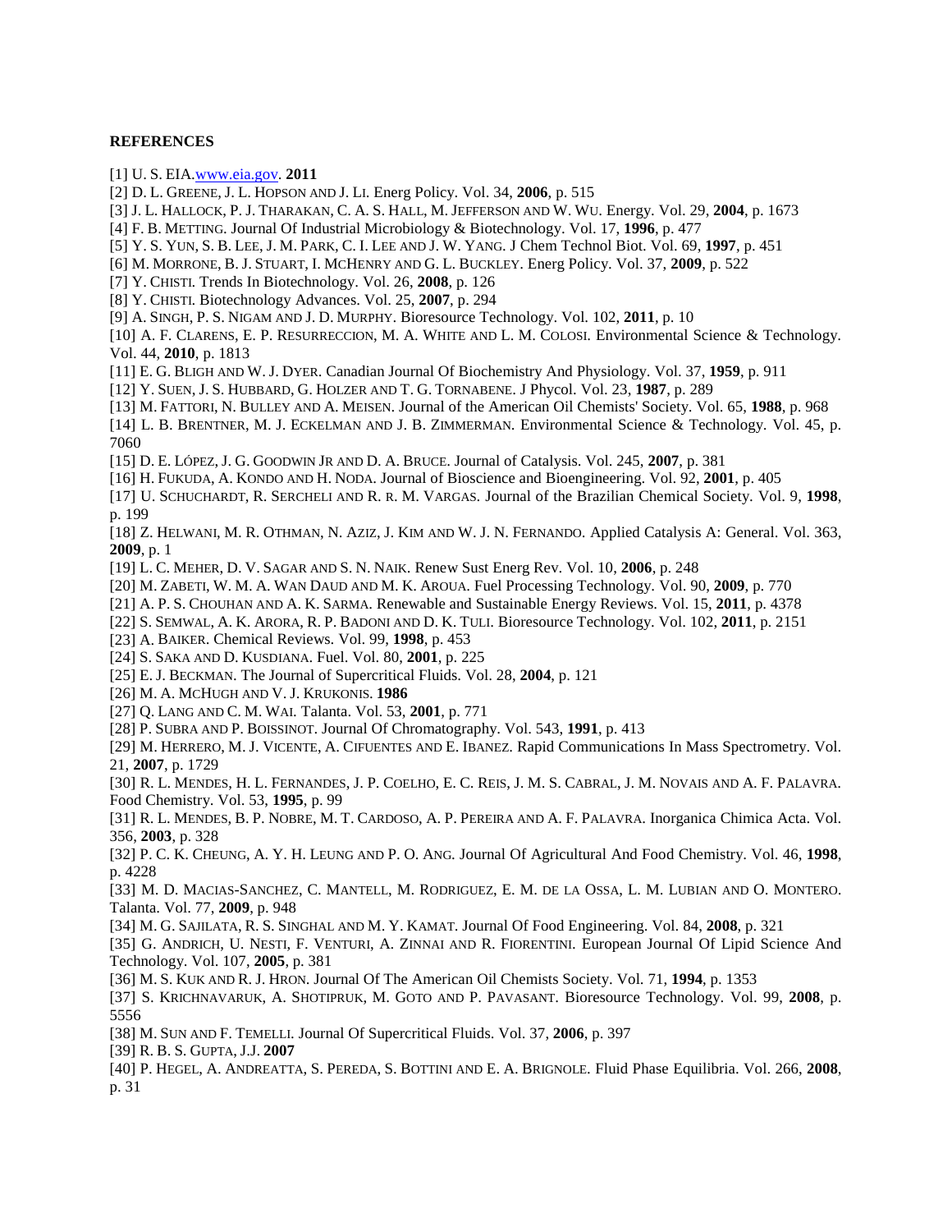**REFERENCES**

[1] U. S. EIA.www.eia.gov. **2011**

[2] D. L. Greene, J. L. Hopson and J. Li. Energ Policy. Vol. 34, **2006**, p. 515

[3] J. L. Hallock, P. J. Tharakan, C. A. S. Hall, M. Jefferson and W. Wu. Energy. Vol. 29, **2004**, p. 1673

[4] F. B. Metting. Journal Of Industrial Microbiology & Biotechnology. Vol. 17, **1996**, p. 477

[5] Y. S. Yun, S. B. Lee, J. M. Park, C. I. Lee and J. W. Yang. J Chem Technol Biot. Vol. 69, **1997**, p. 451

[6] M. Morrone, B. J. Stuart, I. McHenry and G. L. Buckley. Energ Policy. Vol. 37, **2009**, p. 522

[7] Y. Chisti. Trends In Biotechnology. Vol. 26, **2008**, p. 126

[8] Y. Chisti. Biotechnology Advances. Vol. 25, **2007**, p. 294

[9] A. Singh, P. S. Nigam and J. D. Murphy. Bioresource Technology. Vol. 102, **2011**, p. 10

[10] A. F. Clarens, E. P. Resurreccion, M. A. White and L. M. Colosi. Environmental Science & Technology. Vol. 44, **2010**, p. 1813

[11] E. G. Bligh and W. J. Dyer. Canadian Journal Of Biochemistry And Physiology. Vol. 37, **1959**, p. 911

[12] Y. Suen, J. S. Hubbard, G. Holzer and T. G. Tornabene. J Phycol. Vol. 23, **1987**, p. 289

[13] M. Fattori, N. Bulley and A. Meisen. Journal of the American Oil Chemists' Society. Vol. 65, **1988**, p. 968

[14] L. B. Brentner, M. J. Eckelman and J. B. Zimmerman. Environmental Science & Technology. Vol. 45, p. 7060

[15] D. E. López, J. G. Goodwin Jr and D. A. Bruce. Journal of Catalysis. Vol. 245, **2007**, p. 381

[16] H. Fukuda, A. Kondo and H. Noda. Journal of Bioscience and Bioengineering. Vol. 92, **2001**, p. 405

[17] U. Schuchardt, R. Sercheli and R. r. M. Vargas. Journal of the Brazilian Chemical Society. Vol. 9, **1998**, p. 199

[18] Z. Helwani, M. R. Othman, N. Aziz, J. Kim and W. J. N. Fernando. Applied Catalysis A: General. Vol. 363, **2009**, p. 1

[19] L. C. Meher, D. V. Sagar and S. N. Naik. Renew Sust Energ Rev. Vol. 10, **2006**, p. 248

[20] M. Zabeti, W. M. A. Wan Daud and M. K. Aroua. Fuel Processing Technology. Vol. 90, **2009**, p. 770

[21] A. P. S. Chouhan and A. K. Sarma. Renewable and Sustainable Energy Reviews. Vol. 15, **2011**, p. 4378

[22] S. Semwal, A. K. Arora, R. P. Badoni and D. K. Tuli. Bioresource Technology. Vol. 102, **2011**, p. 2151

[23] A. Baiker. Chemical Reviews. Vol. 99, **1998**, p. 453

[24] S. Saka and D. Kusdiana. Fuel. Vol. 80, **2001**, p. 225

[25] E. J. Beckman. The Journal of Supercritical Fluids. Vol. 28, **2004**, p. 121

[26] M. A. McHugh and V. J. Krukonis. **1986**

[27] Q. Lang and C. M. Wai. Talanta. Vol. 53, **2001**, p. 771

[28] P. Subra and P. Boissinot. Journal Of Chromatography. Vol. 543, **1991**, p. 413

[29] M. Herrero, M. J. Vicente, A. Cifuentes and E. Ibanez. Rapid Communications In Mass Spectrometry. Vol. 21, **2007**, p. 1729

[30] R. L. Mendes, H. L. Fernandes, J. P. Coelho, E. C. Reis, J. M. S. Cabral, J. M. Novais and A. F. Palavra. Food Chemistry. Vol. 53, **1995**, p. 99

[31] R. L. Mendes, B. P. Nobre, M. T. Cardoso, A. P. Pereira and A. F. Palavra. Inorganica Chimica Acta. Vol. 356, **2003**, p. 328

[32] P. C. K. Cheung, A. Y. H. Leung and P. O. Ang. Journal Of Agricultural And Food Chemistry. Vol. 46, **1998**, p. 4228

[33] M. D. Macias-Sanchez, C. Mantell, M. Rodriguez, E. M. de la Ossa, L. M. Lubian and O. Montero. Talanta. Vol. 77, **2009**, p. 948

[34] M. G. Sajilata, R. S. Singhal and M. Y. Kamat. Journal Of Food Engineering. Vol. 84, **2008**, p. 321

[35] G. Andrich, U. Nesti, F. Venturi, A. Zinnai and R. Fiorentini. European Journal Of Lipid Science And Technology. Vol. 107, **2005**, p. 381

[36] M. S. Kuk and R. J. Hron. Journal Of The American Oil Chemists Society. Vol. 71, **1994**, p. 1353

[37] S. Krichnavaruk, A. Shotipruk, M. Goto and P. Pavasant. Bioresource Technology. Vol. 99, **2008**, p. 5556

[38] M. Sun and F. Temelli. Journal Of Supercritical Fluids. Vol. 37, **2006**, p. 397

[39] R. B. S. Gupta, J.J. **2007**

[40] P. Hegel, A. Andreatta, S. Pereda, S. Bottini and E. A. Brignole. Fluid Phase Equilibria. Vol. 266, **2008**, p. 31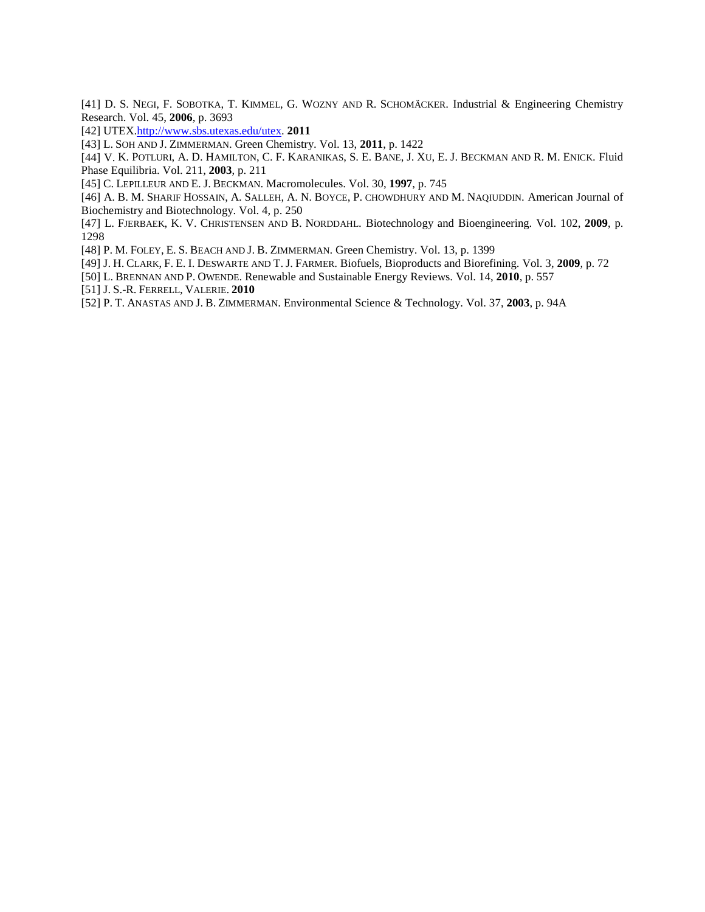[41] D. S. NEGI, F. SOBOTKA, T. KIMMEL, G. WOZNY AND R. SCHOMÄCKER. Industrial & Engineering Chemistry Research. Vol. 45, **2006**, p. 3693

[42] UTEX.http://www.sbs.utexas.edu/utex. **2011**

[43] L. SOH AND J. ZIMMERMAN. Green Chemistry. Vol. 13, **2011**, p. 1422

[44] V. K. POTLURI, A. D. HAMILTON, C. F. KARANIKAS, S. E. BANE, J. XU, E. J. BECKMAN AND R. M. ENICK. Fluid Phase Equilibria. Vol. 211, **2003**, p. 211

[45] C. LEPILLEUR AND E. J. BECKMAN. Macromolecules. Vol. 30, **1997**, p. 745

[46] A. B. M. SHARIF HOSSAIN, A. SALLEH, A. N. BOYCE, P. CHOWDHURY AND M. NAQIUDDIN. American Journal of Biochemistry and Biotechnology. Vol. 4, p. 250

[47] L. FJERBAEK, K. V. CHRISTENSEN AND B. NORDDAHL. Biotechnology and Bioengineering. Vol. 102, **2009**, p. 1298

[48] P. M. FOLEY, E. S. BEACH AND J. B. ZIMMERMAN. Green Chemistry. Vol. 13, p. 1399

[49] J. H. CLARK, F. E. I. DESWARTE AND T. J. FARMER. Biofuels, Bioproducts and Biorefining. Vol. 3, **2009**, p. 72

[50] L. BRENNAN AND P. OWENDE. Renewable and Sustainable Energy Reviews. Vol. 14, **2010**, p. 557

[51] J. S.-R. FERRELL, VALERIE. **2010**

[52] P. T. ANASTAS AND J. B. ZIMMERMAN. Environmental Science & Technology. Vol. 37, **2003**, p. 94A